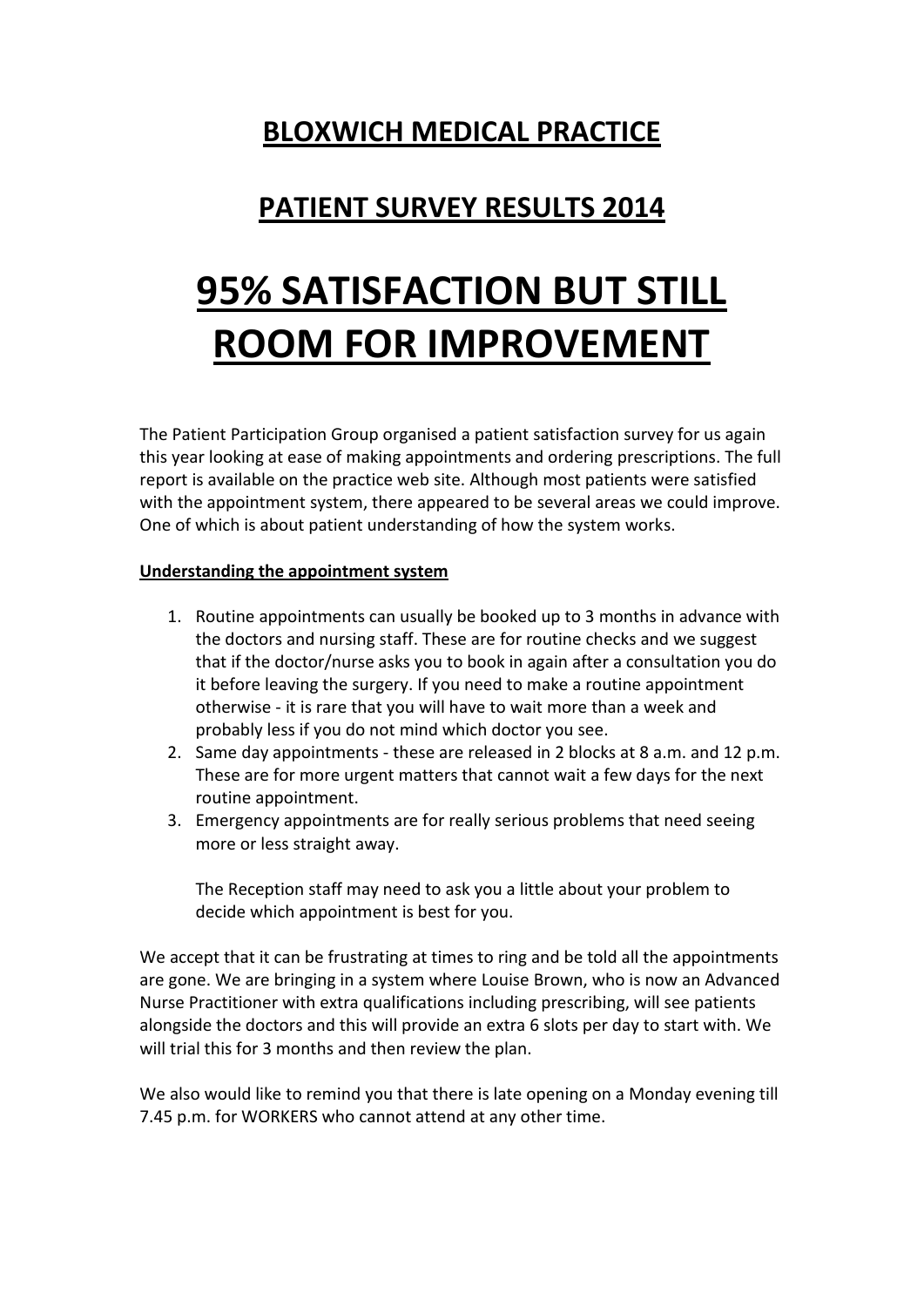# BLOXWICH MEDICAL PRACTICE

## PATIENT SURVEY RESULTS 2014

# 95% SATISFACTION BUT STILL ROOM FOR IMPROVEMENT

The Patient Participation Group organised a patient satisfaction survey for us again this year looking at ease of making appointments and ordering prescriptions. The full report is available on the practice web site. Although most patients were satisfied with the appointment system, there appeared to be several areas we could improve. One of which is about patient understanding of how the system works.

**Understanding the appointment system**

1. Routine appointments can usually be booked up to 3 months in advance with the doctors and nursing staff. These are for routine checks and we suggest that if the doctor/nurse asks you to book in again after a consultation you do it before leaving the surgery. If you need to make a routine appointment otherwise - it is rare that you will have to wait more than a week and probably less if you do not mind which doctor you see.
2. Same day appointments - these are released in 2 blocks at 8 a.m. and 12 p.m. These are for more urgent matters that cannot wait a few days for the next routine appointment.
3. Emergency appointments are for really serious problems that need seeing more or less straight away.

   The Reception staff may need to ask you a little about your problem to decide which appointment is best for you.

We accept that it can be frustrating at times to ring and be told all the appointments are gone. We are bringing in a system where Louise Brown, who is now an Advanced Nurse Practitioner with extra qualifications including prescribing, will see patients alongside the doctors and this will provide an extra 6 slots per day to start with. We will trial this for 3 months and then review the plan.

We also would like to remind you that there is late opening on a Monday evening till 7.45 p.m. for WORKERS who cannot attend at any other time.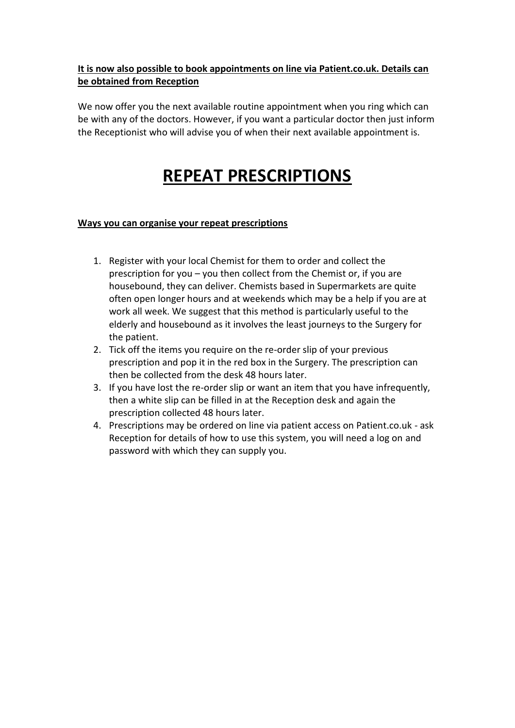**It is now also possible to book appointments on line via Patient.co.uk. Details can be obtained from Reception**

We now offer you the next available routine appointment when you ring which can be with any of the doctors. However, if you want a particular doctor then just inform the Receptionist who will advise you of when their next available appointment is.

# REPEAT PRESCRIPTIONS

**Ways you can organise your repeat prescriptions**

1. Register with your local Chemist for them to order and collect the prescription for you – you then collect from the Chemist or, if you are housebound, they can deliver. Chemists based in Supermarkets are quite often open longer hours and at weekends which may be a help if you are at work all week. We suggest that this method is particularly useful to the elderly and housebound as it involves the least journeys to the Surgery for the patient.
2. Tick off the items you require on the re-order slip of your previous prescription and pop it in the red box in the Surgery. The prescription can then be collected from the desk 48 hours later.
3. If you have lost the re-order slip or want an item that you have infrequently, then a white slip can be filled in at the Reception desk and again the prescription collected 48 hours later.
4. Prescriptions may be ordered on line via patient access on Patient.co.uk - ask Reception for details of how to use this system, you will need a log on and password with which they can supply you.